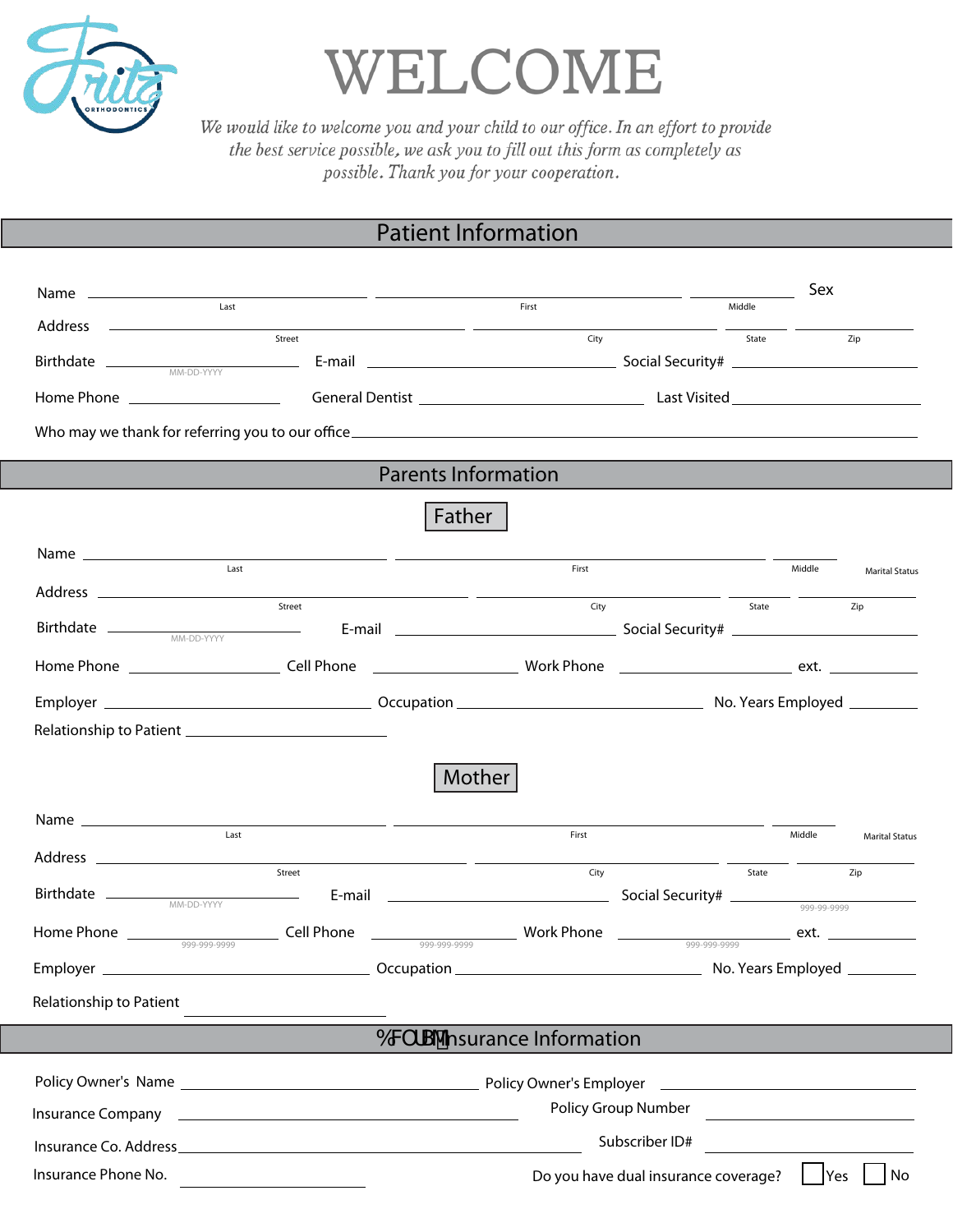# WELCOME

*We would like to welcome you and your child to our office. In an effort to provide the best service possible, we ask you to fill out this form as completely as possible. Thank you for your cooperation.*

## Patient Information

Name ______________________ ______________________ __________ Sex
Last First Middle

Address ______________________ ______________________ __________ __________
Street City State Zip

Birthdate ______________ E-mail ______________________ Social Security# ______________
MM-DD-YYYY

Home Phone ______________ General Dentist ______________________ Last Visited ______________

Who may we thank for referring you to our office ______________________________________

## Parents Information

### Father

Name ______________________ ______________________ __________ Marital Status
Last First Middle

Address ______________________ ______________________ __________ __________
Street City State Zip

Birthdate ______________ E-mail ______________________ Social Security# ______________
MM-DD-YYYY

Home Phone ______________ Cell Phone ______________ Work Phone ______________ ext. __________

Employer ______________________ Occupation ______________________ No. Years Employed __________

Relationship to Patient ______________________

### Mother

Name ______________________ ______________________ __________ Marital Status
Last First Middle

Address ______________________ ______________________ __________ __________
Street City State Zip

Birthdate ______________ E-mail ______________________ Social Security# ______________
MM-DD-YYYY 999-99-9999

Home Phone ______________ Cell Phone ______________ Work Phone ______________ ext. __________
999-999-9999 999-999-9999 999-999-9999

Employer ______________________ Occupation ______________________ No. Years Employed __________

Relationship to Patient ______________________

## %FOUBM Insurance Information

Policy Owner's Name ______________________ Policy Owner's Employer ______________________

Insurance Company ______________________ Policy Group Number ______________________

Insurance Co. Address ______________________ Subscriber ID# ______________________

Insurance Phone No. ______________________ Do you have dual insurance coverage? ☐ Yes ☐ No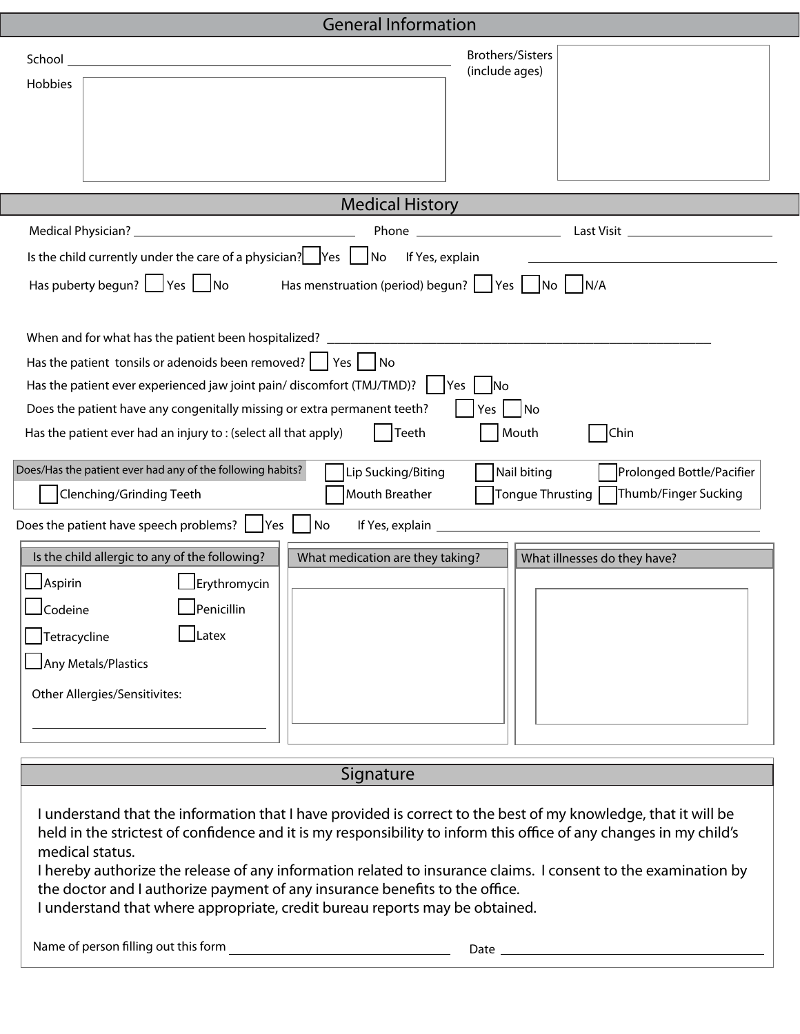## General Information

School ______________________________

Brothers/Sisters (include ages)

Hobbies

## Medical History

Medical Physician? ______________________ Phone ______________________ Last Visit ______________________

Is the child currently under the care of a physician? ☐ Yes ☐ No If Yes, explain ______________________

Has puberty begun? ☐ Yes ☐ No Has menstruation (period) begun? ☐ Yes ☐ No ☐ N/A

When and for what has the patient been hospitalized? ______________________

Has the patient tonsils or adenoids been removed? ☐ Yes ☐ No

Has the patient ever experienced jaw joint pain/ discomfort (TMJ/TMD)? ☐ Yes ☐ No

Does the patient have any congenitally missing or extra permanent teeth? ☐ Yes ☐ No

Has the patient ever had an injury to : (select all that apply) ☐ Teeth ☐ Mouth ☐ Chin

Does/Has the patient ever had any of the following habits? ☐ Lip Sucking/Biting ☐ Nail biting ☐ Prolonged Bottle/Pacifier ☐ Clenching/Grinding Teeth ☐ Mouth Breather ☐ Tongue Thrusting ☐ Thumb/Finger Sucking

Does the patient have speech problems? ☐ Yes ☐ No If Yes, explain ______________________

**Is the child allergic to any of the following?**

☐ Aspirin ☐ Erythromycin

☐ Codeine ☐ Penicillin

☐ Tetracycline ☐ Latex

☐ Any Metals/Plastics

Other Allergies/Sensitivites: ______________________

**What medication are they taking?**

**What illnesses do they have?**

## Signature

I understand that the information that I have provided is correct to the best of my knowledge, that it will be held in the strictest of confidence and it is my responsibility to inform this office of any changes in my child's medical status.
I hereby authorize the release of any information related to insurance claims. I consent to the examination by the doctor and I authorize payment of any insurance benefits to the office.
I understand that where appropriate, credit bureau reports may be obtained.

Name of person filling out this form ______________________ Date ______________________